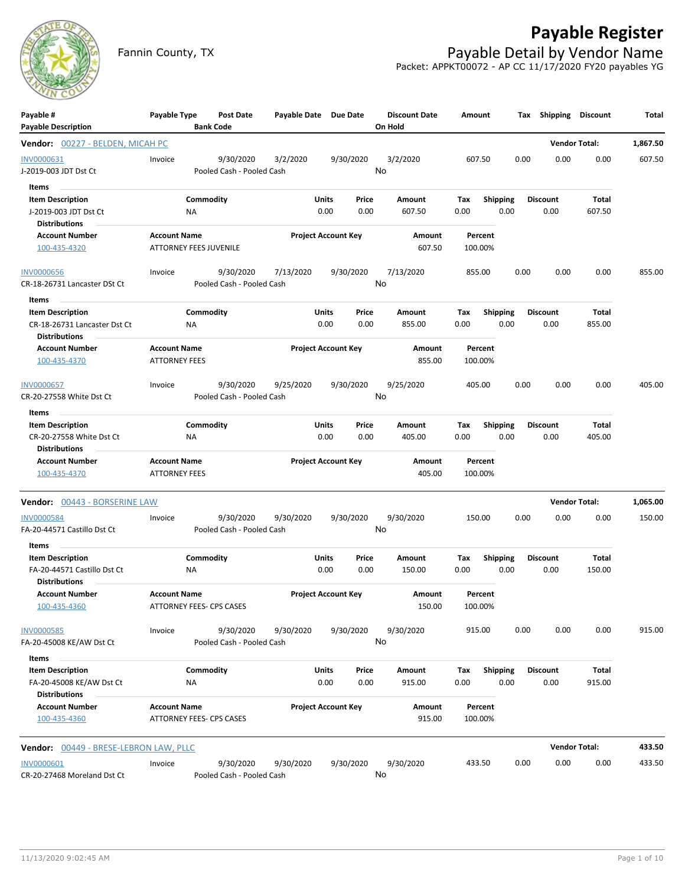# Payable Register

Fannin County, TX

## Payable Detail by Vendor Name

Packet: APPKT00072 - AP CC 11/17/2020 FY20 payables YG

| Payable # / Payable Description | Payable Type | Post Date / Bank Code | Payable Date | Due Date | Discount Date / On Hold | Amount | Tax | Shipping | Discount | Total |
|---|---|---|---|---|---|---|---|---|---|---|

**Vendor: 00227 - BELDEN, MICAH PC** — Vendor Total: **1,867.50**

| Payable # | Payable Type | Post Date | Payable Date | Due Date | Discount Date | Amount | Tax | Shipping | Discount | Total |
|---|---|---|---|---|---|---|---|---|---|---|
| INV0000631 | Invoice | 9/30/2020 | 3/2/2020 | 9/30/2020 | 3/2/2020 | 607.50 | 0.00 | 0.00 | 0.00 | 607.50 |
| J-2019-003 JDT Dst Ct | | Pooled Cash - Pooled Cash | | | No | | | | | |

Items

| Item Description | Commodity | Units | Price | Amount | Tax | Shipping | Discount | Total |
|---|---|---|---|---|---|---|---|---|
| J-2019-003 JDT Dst Ct | NA | 0.00 | 0.00 | 607.50 | 0.00 | 0.00 | 0.00 | 607.50 |

Distributions

| Account Number | Account Name | Project Account Key | Amount | Percent |
|---|---|---|---|---|
| 100-435-4320 | ATTORNEY FEES JUVENILE | | 607.50 | 100.00% |

| Payable # | Payable Type | Post Date | Payable Date | Due Date | Discount Date | Amount | Tax | Shipping | Discount | Total |
|---|---|---|---|---|---|---|---|---|---|---|
| INV0000656 | Invoice | 9/30/2020 | 7/13/2020 | 9/30/2020 | 7/13/2020 | 855.00 | 0.00 | 0.00 | 0.00 | 855.00 |
| CR-18-26731 Lancaster DSt Ct | | Pooled Cash - Pooled Cash | | | No | | | | | |

Items

| Item Description | Commodity | Units | Price | Amount | Tax | Shipping | Discount | Total |
|---|---|---|---|---|---|---|---|---|
| CR-18-26731 Lancaster Dst Ct | NA | 0.00 | 0.00 | 855.00 | 0.00 | 0.00 | 0.00 | 855.00 |

Distributions

| Account Number | Account Name | Project Account Key | Amount | Percent |
|---|---|---|---|---|
| 100-435-4370 | ATTORNEY FEES | | 855.00 | 100.00% |

| Payable # | Payable Type | Post Date | Payable Date | Due Date | Discount Date | Amount | Tax | Shipping | Discount | Total |
|---|---|---|---|---|---|---|---|---|---|---|
| INV0000657 | Invoice | 9/30/2020 | 9/25/2020 | 9/30/2020 | 9/25/2020 | 405.00 | 0.00 | 0.00 | 0.00 | 405.00 |
| CR-20-27558 White Dst Ct | | Pooled Cash - Pooled Cash | | | No | | | | | |

Items

| Item Description | Commodity | Units | Price | Amount | Tax | Shipping | Discount | Total |
|---|---|---|---|---|---|---|---|---|
| CR-20-27558 White Dst Ct | NA | 0.00 | 0.00 | 405.00 | 0.00 | 0.00 | 0.00 | 405.00 |

Distributions

| Account Number | Account Name | Project Account Key | Amount | Percent |
|---|---|---|---|---|
| 100-435-4370 | ATTORNEY FEES | | 405.00 | 100.00% |

**Vendor: 00443 - BORSERINE LAW** — Vendor Total: **1,065.00**

| Payable # | Payable Type | Post Date | Payable Date | Due Date | Discount Date | Amount | Tax | Shipping | Discount | Total |
|---|---|---|---|---|---|---|---|---|---|---|
| INV0000584 | Invoice | 9/30/2020 | 9/30/2020 | 9/30/2020 | 9/30/2020 | 150.00 | 0.00 | 0.00 | 0.00 | 150.00 |
| FA-20-44571 Castillo Dst Ct | | Pooled Cash - Pooled Cash | | | No | | | | | |

Items

| Item Description | Commodity | Units | Price | Amount | Tax | Shipping | Discount | Total |
|---|---|---|---|---|---|---|---|---|
| FA-20-44571 Castillo Dst Ct | NA | 0.00 | 0.00 | 150.00 | 0.00 | 0.00 | 0.00 | 150.00 |

Distributions

| Account Number | Account Name | Project Account Key | Amount | Percent |
|---|---|---|---|---|
| 100-435-4360 | ATTORNEY FEES- CPS CASES | | 150.00 | 100.00% |

| Payable # | Payable Type | Post Date | Payable Date | Due Date | Discount Date | Amount | Tax | Shipping | Discount | Total |
|---|---|---|---|---|---|---|---|---|---|---|
| INV0000585 | Invoice | 9/30/2020 | 9/30/2020 | 9/30/2020 | 9/30/2020 | 915.00 | 0.00 | 0.00 | 0.00 | 915.00 |
| FA-20-45008 KE/AW Dst Ct | | Pooled Cash - Pooled Cash | | | No | | | | | |

Items

| Item Description | Commodity | Units | Price | Amount | Tax | Shipping | Discount | Total |
|---|---|---|---|---|---|---|---|---|
| FA-20-45008 KE/AW Dst Ct | NA | 0.00 | 0.00 | 915.00 | 0.00 | 0.00 | 0.00 | 915.00 |

Distributions

| Account Number | Account Name | Project Account Key | Amount | Percent |
|---|---|---|---|---|
| 100-435-4360 | ATTORNEY FEES- CPS CASES | | 915.00 | 100.00% |

**Vendor: 00449 - BRESE-LEBRON LAW, PLLC** — Vendor Total: **433.50**

| Payable # | Payable Type | Post Date | Payable Date | Due Date | Discount Date | Amount | Tax | Shipping | Discount | Total |
|---|---|---|---|---|---|---|---|---|---|---|
| INV0000601 | Invoice | 9/30/2020 | 9/30/2020 | 9/30/2020 | 9/30/2020 | 433.50 | 0.00 | 0.00 | 0.00 | 433.50 |
| CR-20-27468 Moreland Dst Ct | | Pooled Cash - Pooled Cash | | | No | | | | | |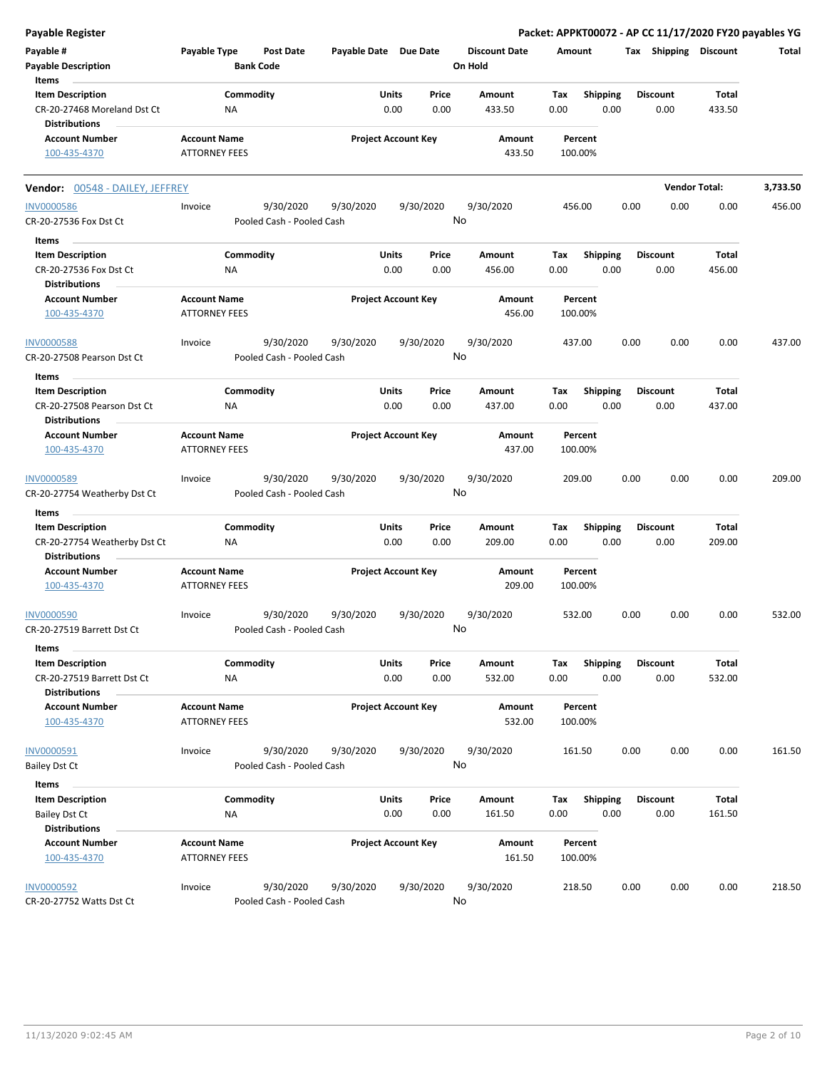**Payable Register** — **Packet: APPKT00072 - AP CC 11/17/2020 FY20 payables YG**

| Payable # | Payable Type | Post Date | Payable Date | Due Date | Discount Date | Amount | Tax | Shipping | Discount | Total |
|---|---|---|---|---|---|---|---|---|---|---|
| **Payable Description** | | **Bank Code** | | | **On Hold** | | | | | |

**Items**

| Item Description | Commodity | Units | Price | Amount | Tax | Shipping | Discount | Total |
|---|---|---|---|---|---|---|---|---|
| CR-20-27468 Moreland Dst Ct | NA | 0.00 | 0.00 | 433.50 | 0.00 | 0.00 | 0.00 | 433.50 |

**Distributions**

| Account Number | Account Name | Project Account Key | Amount | Percent |
|---|---|---|---|---|
| 100-435-4370 | ATTORNEY FEES | | 433.50 | 100.00% |

---

**Vendor:** 00548 - DAILEY, JEFFREY — **Vendor Total: 3,733.50**

| Payable # | Payable Type | Post Date | Payable Date | Due Date | Discount Date | Amount | Tax | Shipping | Discount | Total |
|---|---|---|---|---|---|---|---|---|---|---|
| INV0000586 | Invoice | 9/30/2020 | 9/30/2020 | 9/30/2020 | 9/30/2020 | 456.00 | 0.00 | 0.00 | 0.00 | 456.00 |
| CR-20-27536 Fox Dst Ct | | Pooled Cash - Pooled Cash | | | No | | | | | |

**Items**

| Item Description | Commodity | Units | Price | Amount | Tax | Shipping | Discount | Total |
|---|---|---|---|---|---|---|---|---|
| CR-20-27536 Fox Dst Ct | NA | 0.00 | 0.00 | 456.00 | 0.00 | 0.00 | 0.00 | 456.00 |

**Distributions**

| Account Number | Account Name | Project Account Key | Amount | Percent |
|---|---|---|---|---|
| 100-435-4370 | ATTORNEY FEES | | 456.00 | 100.00% |

| Payable # | Payable Type | Post Date | Payable Date | Due Date | Discount Date | Amount | Tax | Shipping | Discount | Total |
|---|---|---|---|---|---|---|---|---|---|---|
| INV0000588 | Invoice | 9/30/2020 | 9/30/2020 | 9/30/2020 | 9/30/2020 | 437.00 | 0.00 | 0.00 | 0.00 | 437.00 |
| CR-20-27508 Pearson Dst Ct | | Pooled Cash - Pooled Cash | | | No | | | | | |

**Items**

| Item Description | Commodity | Units | Price | Amount | Tax | Shipping | Discount | Total |
|---|---|---|---|---|---|---|---|---|
| CR-20-27508 Pearson Dst Ct | NA | 0.00 | 0.00 | 437.00 | 0.00 | 0.00 | 0.00 | 437.00 |

**Distributions**

| Account Number | Account Name | Project Account Key | Amount | Percent |
|---|---|---|---|---|
| 100-435-4370 | ATTORNEY FEES | | 437.00 | 100.00% |

| Payable # | Payable Type | Post Date | Payable Date | Due Date | Discount Date | Amount | Tax | Shipping | Discount | Total |
|---|---|---|---|---|---|---|---|---|---|---|
| INV0000589 | Invoice | 9/30/2020 | 9/30/2020 | 9/30/2020 | 9/30/2020 | 209.00 | 0.00 | 0.00 | 0.00 | 209.00 |
| CR-20-27754 Weatherby Dst Ct | | Pooled Cash - Pooled Cash | | | No | | | | | |

**Items**

| Item Description | Commodity | Units | Price | Amount | Tax | Shipping | Discount | Total |
|---|---|---|---|---|---|---|---|---|
| CR-20-27754 Weatherby Dst Ct | NA | 0.00 | 0.00 | 209.00 | 0.00 | 0.00 | 0.00 | 209.00 |

**Distributions**

| Account Number | Account Name | Project Account Key | Amount | Percent |
|---|---|---|---|---|
| 100-435-4370 | ATTORNEY FEES | | 209.00 | 100.00% |

| Payable # | Payable Type | Post Date | Payable Date | Due Date | Discount Date | Amount | Tax | Shipping | Discount | Total |
|---|---|---|---|---|---|---|---|---|---|---|
| INV0000590 | Invoice | 9/30/2020 | 9/30/2020 | 9/30/2020 | 9/30/2020 | 532.00 | 0.00 | 0.00 | 0.00 | 532.00 |
| CR-20-27519 Barrett Dst Ct | | Pooled Cash - Pooled Cash | | | No | | | | | |

**Items**

| Item Description | Commodity | Units | Price | Amount | Tax | Shipping | Discount | Total |
|---|---|---|---|---|---|---|---|---|
| CR-20-27519 Barrett Dst Ct | NA | 0.00 | 0.00 | 532.00 | 0.00 | 0.00 | 0.00 | 532.00 |

**Distributions**

| Account Number | Account Name | Project Account Key | Amount | Percent |
|---|---|---|---|---|
| 100-435-4370 | ATTORNEY FEES | | 532.00 | 100.00% |

| Payable # | Payable Type | Post Date | Payable Date | Due Date | Discount Date | Amount | Tax | Shipping | Discount | Total |
|---|---|---|---|---|---|---|---|---|---|---|
| INV0000591 | Invoice | 9/30/2020 | 9/30/2020 | 9/30/2020 | 9/30/2020 | 161.50 | 0.00 | 0.00 | 0.00 | 161.50 |
| Bailey Dst Ct | | Pooled Cash - Pooled Cash | | | No | | | | | |

**Items**

| Item Description | Commodity | Units | Price | Amount | Tax | Shipping | Discount | Total |
|---|---|---|---|---|---|---|---|---|
| Bailey Dst Ct | NA | 0.00 | 0.00 | 161.50 | 0.00 | 0.00 | 0.00 | 161.50 |

**Distributions**

| Account Number | Account Name | Project Account Key | Amount | Percent |
|---|---|---|---|---|
| 100-435-4370 | ATTORNEY FEES | | 161.50 | 100.00% |

| Payable # | Payable Type | Post Date | Payable Date | Due Date | Discount Date | Amount | Tax | Shipping | Discount | Total |
|---|---|---|---|---|---|---|---|---|---|---|
| INV0000592 | Invoice | 9/30/2020 | 9/30/2020 | 9/30/2020 | 9/30/2020 | 218.50 | 0.00 | 0.00 | 0.00 | 218.50 |
| CR-20-27752 Watts Dst Ct | | Pooled Cash - Pooled Cash | | | No | | | | | |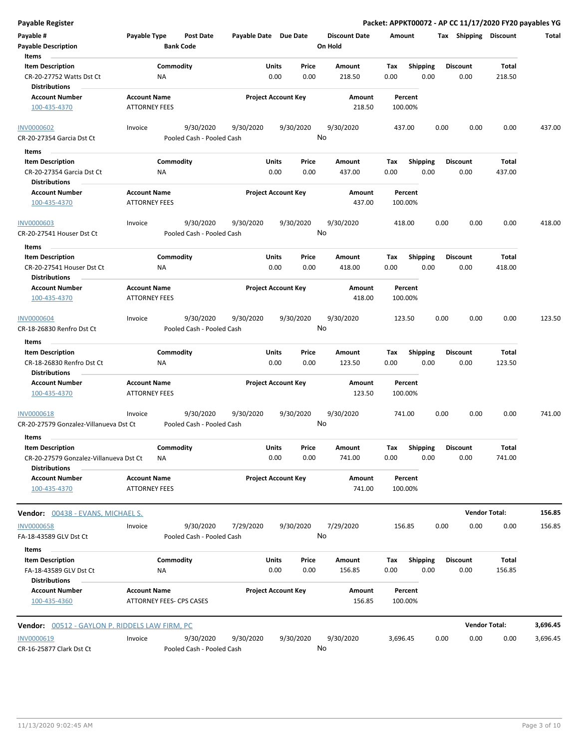| Payable # | Payable Type | Post Date | Payable Date | Due Date | Discount Date | Amount | Tax | Shipping | Discount | Total |
|---|---|---|---|---|---|---|---|---|---|---|
| Payable Description | | Bank Code | | | On Hold | | | | | |

**Items**

| Item Description | Commodity | Units | Price | Amount | Tax | Shipping | Discount | Total |
|---|---|---|---|---|---|---|---|---|
| CR-20-27752 Watts Dst Ct | NA | 0.00 | 0.00 | 218.50 | 0.00 | 0.00 | 0.00 | 218.50 |

**Distributions**

| Account Number | Account Name | Project Account Key | Amount | Percent |
|---|---|---|---|---|
| 100-435-4370 | ATTORNEY FEES | | 218.50 | 100.00% |

| Payable # | Payable Type | Post Date | Payable Date | Due Date | Discount Date | Amount | Tax | Shipping | Discount | Total |
|---|---|---|---|---|---|---|---|---|---|---|
| INV0000602 | Invoice | 9/30/2020 | 9/30/2020 | 9/30/2020 | 9/30/2020 | 437.00 | 0.00 | 0.00 | 0.00 | 437.00 |
| CR-20-27354 Garcia Dst Ct | | Pooled Cash - Pooled Cash | | | No | | | | | |

**Items**

| Item Description | Commodity | Units | Price | Amount | Tax | Shipping | Discount | Total |
|---|---|---|---|---|---|---|---|---|
| CR-20-27354 Garcia Dst Ct | NA | 0.00 | 0.00 | 437.00 | 0.00 | 0.00 | 0.00 | 437.00 |

**Distributions**

| Account Number | Account Name | Project Account Key | Amount | Percent |
|---|---|---|---|---|
| 100-435-4370 | ATTORNEY FEES | | 437.00 | 100.00% |

| Payable # | Payable Type | Post Date | Payable Date | Due Date | Discount Date | Amount | Tax | Shipping | Discount | Total |
|---|---|---|---|---|---|---|---|---|---|---|
| INV0000603 | Invoice | 9/30/2020 | 9/30/2020 | 9/30/2020 | 9/30/2020 | 418.00 | 0.00 | 0.00 | 0.00 | 418.00 |
| CR-20-27541 Houser Dst Ct | | Pooled Cash - Pooled Cash | | | No | | | | | |

**Items**

| Item Description | Commodity | Units | Price | Amount | Tax | Shipping | Discount | Total |
|---|---|---|---|---|---|---|---|---|
| CR-20-27541 Houser Dst Ct | NA | 0.00 | 0.00 | 418.00 | 0.00 | 0.00 | 0.00 | 418.00 |

**Distributions**

| Account Number | Account Name | Project Account Key | Amount | Percent |
|---|---|---|---|---|
| 100-435-4370 | ATTORNEY FEES | | 418.00 | 100.00% |

| Payable # | Payable Type | Post Date | Payable Date | Due Date | Discount Date | Amount | Tax | Shipping | Discount | Total |
|---|---|---|---|---|---|---|---|---|---|---|
| INV0000604 | Invoice | 9/30/2020 | 9/30/2020 | 9/30/2020 | 9/30/2020 | 123.50 | 0.00 | 0.00 | 0.00 | 123.50 |
| CR-18-26830 Renfro Dst Ct | | Pooled Cash - Pooled Cash | | | No | | | | | |

**Items**

| Item Description | Commodity | Units | Price | Amount | Tax | Shipping | Discount | Total |
|---|---|---|---|---|---|---|---|---|
| CR-18-26830 Renfro Dst Ct | NA | 0.00 | 0.00 | 123.50 | 0.00 | 0.00 | 0.00 | 123.50 |

**Distributions**

| Account Number | Account Name | Project Account Key | Amount | Percent |
|---|---|---|---|---|
| 100-435-4370 | ATTORNEY FEES | | 123.50 | 100.00% |

| Payable # | Payable Type | Post Date | Payable Date | Due Date | Discount Date | Amount | Tax | Shipping | Discount | Total |
|---|---|---|---|---|---|---|---|---|---|---|
| INV0000618 | Invoice | 9/30/2020 | 9/30/2020 | 9/30/2020 | 9/30/2020 | 741.00 | 0.00 | 0.00 | 0.00 | 741.00 |
| CR-20-27579 Gonzalez-Villanueva Dst Ct | | Pooled Cash - Pooled Cash | | | No | | | | | |

**Items**

| Item Description | Commodity | Units | Price | Amount | Tax | Shipping | Discount | Total |
|---|---|---|---|---|---|---|---|---|
| CR-20-27579 Gonzalez-Villanueva Dst Ct | NA | 0.00 | 0.00 | 741.00 | 0.00 | 0.00 | 0.00 | 741.00 |

**Distributions**

| Account Number | Account Name | Project Account Key | Amount | Percent |
|---|---|---|---|---|
| 100-435-4370 | ATTORNEY FEES | | 741.00 | 100.00% |

**Vendor:** 00438 - EVANS, MICHAEL S. — **Vendor Total:** 156.85

| Payable # | Payable Type | Post Date | Payable Date | Due Date | Discount Date | Amount | Tax | Shipping | Discount | Total |
|---|---|---|---|---|---|---|---|---|---|---|
| INV0000658 | Invoice | 9/30/2020 | 7/29/2020 | 9/30/2020 | 7/29/2020 | 156.85 | 0.00 | 0.00 | 0.00 | 156.85 |
| FA-18-43589 GLV Dst Ct | | Pooled Cash - Pooled Cash | | | No | | | | | |

**Items**

| Item Description | Commodity | Units | Price | Amount | Tax | Shipping | Discount | Total |
|---|---|---|---|---|---|---|---|---|
| FA-18-43589 GLV Dst Ct | NA | 0.00 | 0.00 | 156.85 | 0.00 | 0.00 | 0.00 | 156.85 |

**Distributions**

| Account Number | Account Name | Project Account Key | Amount | Percent |
|---|---|---|---|---|
| 100-435-4360 | ATTORNEY FEES- CPS CASES | | 156.85 | 100.00% |

**Vendor:** 00512 - GAYLON P. RIDDELS LAW FIRM, PC — **Vendor Total:** 3,696.45

| Payable # | Payable Type | Post Date | Payable Date | Due Date | Discount Date | Amount | Tax | Shipping | Discount | Total |
|---|---|---|---|---|---|---|---|---|---|---|
| INV0000619 | Invoice | 9/30/2020 | 9/30/2020 | 9/30/2020 | 9/30/2020 | 3,696.45 | 0.00 | 0.00 | 0.00 | 3,696.45 |
| CR-16-25877 Clark Dst Ct | | Pooled Cash - Pooled Cash | | | No | | | | | |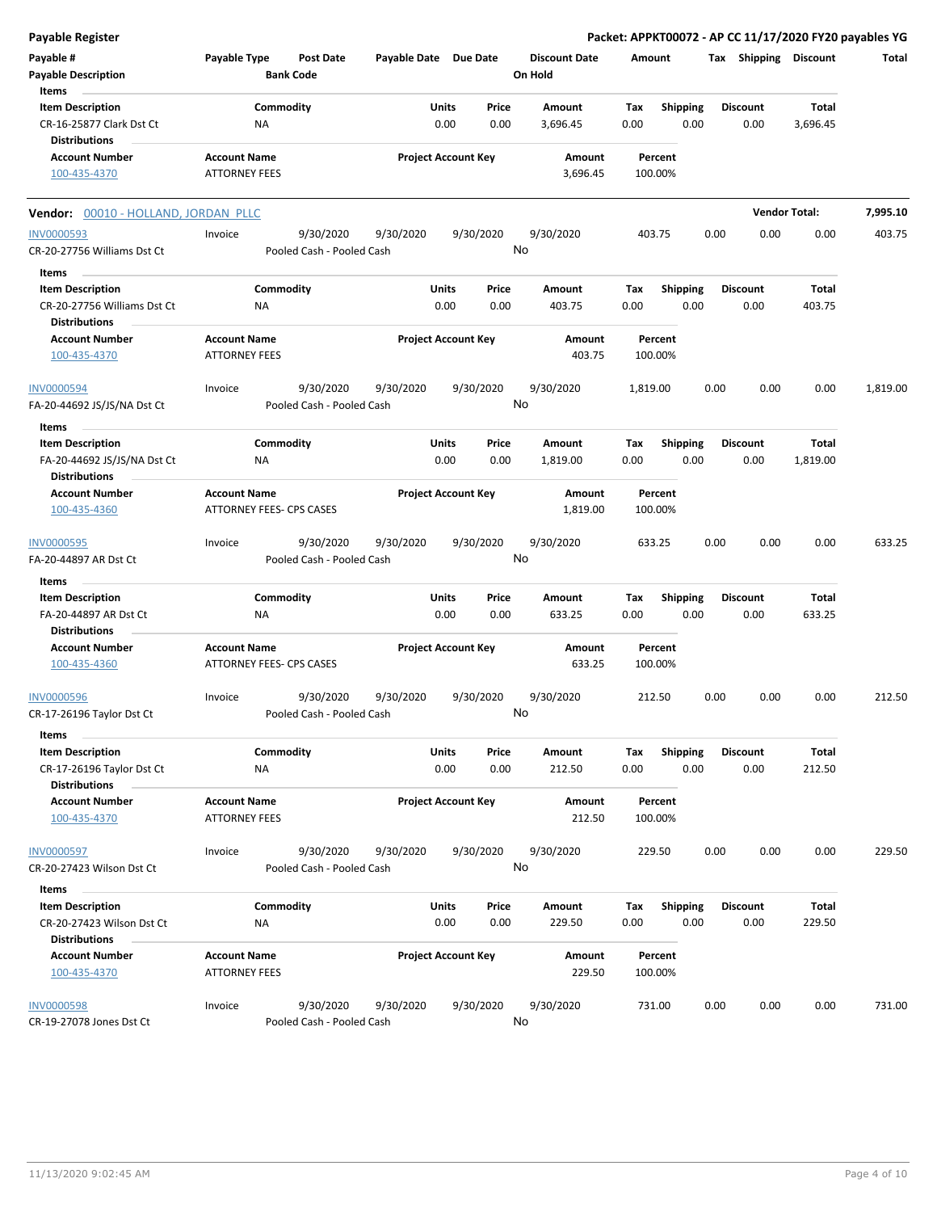**Payable Register**

**Packet: APPKT00072 - AP CC 11/17/2020 FY20 payables YG**

| Payable # | Payable Type | Post Date | Payable Date | Due Date | Discount Date | Amount | Tax | Shipping | Discount | Total |
|---|---|---|---|---|---|---|---|---|---|---|
| Payable Description | | Bank Code | | | On Hold | | | | | |

**Items**

| Item Description | Commodity | Units | Price | Amount | Tax | Shipping | Discount | Total |
|---|---|---|---|---|---|---|---|---|
| CR-16-25877 Clark Dst Ct | NA | 0.00 | 0.00 | 3,696.45 | 0.00 | 0.00 | 0.00 | 3,696.45 |

**Distributions**

| Account Number | Account Name | Project Account Key | Amount | Percent |
|---|---|---|---|---|
| 100-435-4370 | ATTORNEY FEES | | 3,696.45 | 100.00% |

---

**Vendor:** 00010 - HOLLAND, JORDAN PLLC — **Vendor Total:** 7,995.10

| Payable # | Payable Type | Post Date | Payable Date | Due Date | Discount Date | Amount | Tax | Shipping | Discount | Total |
|---|---|---|---|---|---|---|---|---|---|---|
| INV0000593 | Invoice | 9/30/2020 | 9/30/2020 | 9/30/2020 | 9/30/2020 | 403.75 | 0.00 | 0.00 | 0.00 | 403.75 |
| CR-20-27756 Williams Dst Ct | | Pooled Cash - Pooled Cash | | | No | | | | | |

**Items**

| Item Description | Commodity | Units | Price | Amount | Tax | Shipping | Discount | Total |
|---|---|---|---|---|---|---|---|---|
| CR-20-27756 Williams Dst Ct | NA | 0.00 | 0.00 | 403.75 | 0.00 | 0.00 | 0.00 | 403.75 |

**Distributions**

| Account Number | Account Name | Project Account Key | Amount | Percent |
|---|---|---|---|---|
| 100-435-4370 | ATTORNEY FEES | | 403.75 | 100.00% |

| Payable # | Payable Type | Post Date | Payable Date | Due Date | Discount Date | Amount | Tax | Shipping | Discount | Total |
|---|---|---|---|---|---|---|---|---|---|---|
| INV0000594 | Invoice | 9/30/2020 | 9/30/2020 | 9/30/2020 | 9/30/2020 | 1,819.00 | 0.00 | 0.00 | 0.00 | 1,819.00 |
| FA-20-44692 JS/JS/NA Dst Ct | | Pooled Cash - Pooled Cash | | | No | | | | | |

**Items**

| Item Description | Commodity | Units | Price | Amount | Tax | Shipping | Discount | Total |
|---|---|---|---|---|---|---|---|---|
| FA-20-44692 JS/JS/NA Dst Ct | NA | 0.00 | 0.00 | 1,819.00 | 0.00 | 0.00 | 0.00 | 1,819.00 |

**Distributions**

| Account Number | Account Name | Project Account Key | Amount | Percent |
|---|---|---|---|---|
| 100-435-4360 | ATTORNEY FEES- CPS CASES | | 1,819.00 | 100.00% |

| Payable # | Payable Type | Post Date | Payable Date | Due Date | Discount Date | Amount | Tax | Shipping | Discount | Total |
|---|---|---|---|---|---|---|---|---|---|---|
| INV0000595 | Invoice | 9/30/2020 | 9/30/2020 | 9/30/2020 | 9/30/2020 | 633.25 | 0.00 | 0.00 | 0.00 | 633.25 |
| FA-20-44897 AR Dst Ct | | Pooled Cash - Pooled Cash | | | No | | | | | |

**Items**

| Item Description | Commodity | Units | Price | Amount | Tax | Shipping | Discount | Total |
|---|---|---|---|---|---|---|---|---|
| FA-20-44897 AR Dst Ct | NA | 0.00 | 0.00 | 633.25 | 0.00 | 0.00 | 0.00 | 633.25 |

**Distributions**

| Account Number | Account Name | Project Account Key | Amount | Percent |
|---|---|---|---|---|
| 100-435-4360 | ATTORNEY FEES- CPS CASES | | 633.25 | 100.00% |

| Payable # | Payable Type | Post Date | Payable Date | Due Date | Discount Date | Amount | Tax | Shipping | Discount | Total |
|---|---|---|---|---|---|---|---|---|---|---|
| INV0000596 | Invoice | 9/30/2020 | 9/30/2020 | 9/30/2020 | 9/30/2020 | 212.50 | 0.00 | 0.00 | 0.00 | 212.50 |
| CR-17-26196 Taylor Dst Ct | | Pooled Cash - Pooled Cash | | | No | | | | | |

**Items**

| Item Description | Commodity | Units | Price | Amount | Tax | Shipping | Discount | Total |
|---|---|---|---|---|---|---|---|---|
| CR-17-26196 Taylor Dst Ct | NA | 0.00 | 0.00 | 212.50 | 0.00 | 0.00 | 0.00 | 212.50 |

**Distributions**

| Account Number | Account Name | Project Account Key | Amount | Percent |
|---|---|---|---|---|
| 100-435-4370 | ATTORNEY FEES | | 212.50 | 100.00% |

| Payable # | Payable Type | Post Date | Payable Date | Due Date | Discount Date | Amount | Tax | Shipping | Discount | Total |
|---|---|---|---|---|---|---|---|---|---|---|
| INV0000597 | Invoice | 9/30/2020 | 9/30/2020 | 9/30/2020 | 9/30/2020 | 229.50 | 0.00 | 0.00 | 0.00 | 229.50 |
| CR-20-27423 Wilson Dst Ct | | Pooled Cash - Pooled Cash | | | No | | | | | |

**Items**

| Item Description | Commodity | Units | Price | Amount | Tax | Shipping | Discount | Total |
|---|---|---|---|---|---|---|---|---|
| CR-20-27423 Wilson Dst Ct | NA | 0.00 | 0.00 | 229.50 | 0.00 | 0.00 | 0.00 | 229.50 |

**Distributions**

| Account Number | Account Name | Project Account Key | Amount | Percent |
|---|---|---|---|---|
| 100-435-4370 | ATTORNEY FEES | | 229.50 | 100.00% |

| Payable # | Payable Type | Post Date | Payable Date | Due Date | Discount Date | Amount | Tax | Shipping | Discount | Total |
|---|---|---|---|---|---|---|---|---|---|---|
| INV0000598 | Invoice | 9/30/2020 | 9/30/2020 | 9/30/2020 | 9/30/2020 | 731.00 | 0.00 | 0.00 | 0.00 | 731.00 |
| CR-19-27078 Jones Dst Ct | | Pooled Cash - Pooled Cash | | | No | | | | | |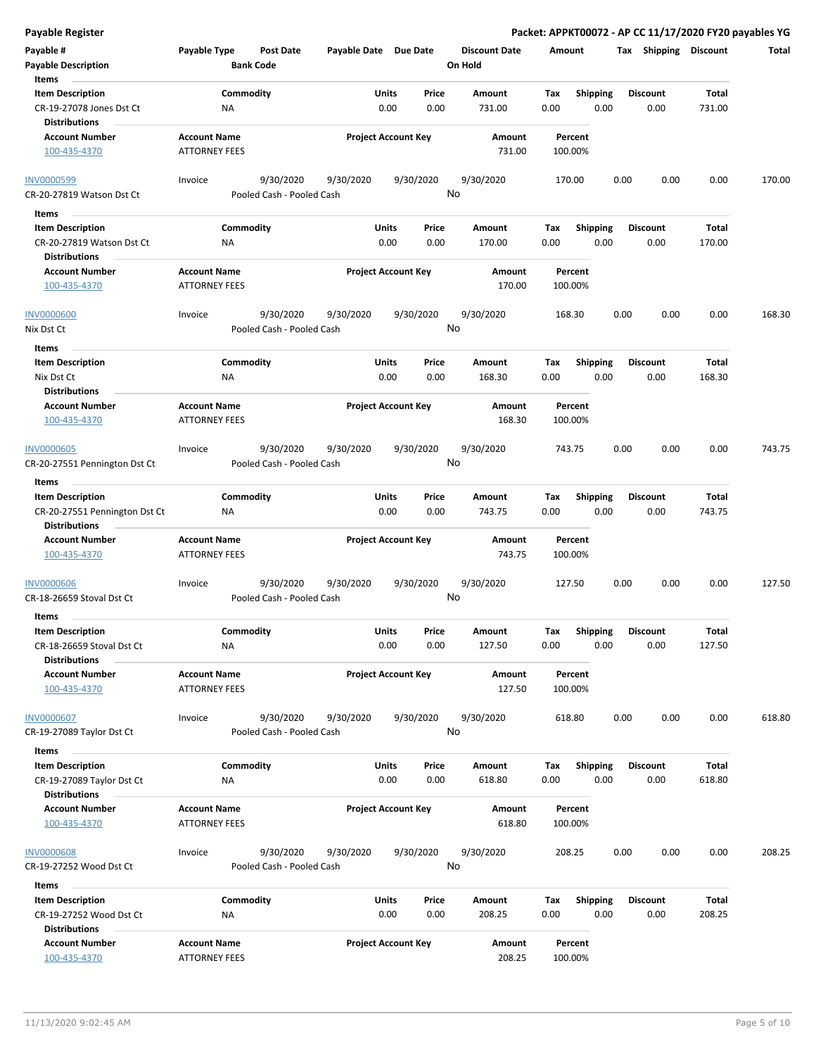| Payable # | Payable Type | Post Date | Payable Date | Due Date | Discount Date | Amount | Tax | Shipping | Discount | Total |
|---|---|---|---|---|---|---|---|---|---|---|
| Payable Description | | Bank Code | | | On Hold | | | | | |

**Items**

| Item Description | Commodity | Units | Price | Amount | Tax | Shipping | Discount | Total |
|---|---|---|---|---|---|---|---|---|
| CR-19-27078 Jones Dst Ct | NA | 0.00 | 0.00 | 731.00 | 0.00 | 0.00 | 0.00 | 731.00 |

**Distributions**

| Account Number | Account Name | Project Account Key | Amount | Percent |
|---|---|---|---|---|
| 100-435-4370 | ATTORNEY FEES | | 731.00 | 100.00% |

| Payable # | Payable Type | Post Date | Payable Date | Due Date | Discount Date | Amount | Tax | Shipping | Discount | Total |
|---|---|---|---|---|---|---|---|---|---|---|
| INV0000599 | Invoice | 9/30/2020 | 9/30/2020 | 9/30/2020 | 9/30/2020 | 170.00 | 0.00 | 0.00 | 0.00 | 170.00 |
| CR-20-27819 Watson Dst Ct | | Pooled Cash - Pooled Cash | | | No | | | | | |

**Items**

| Item Description | Commodity | Units | Price | Amount | Tax | Shipping | Discount | Total |
|---|---|---|---|---|---|---|---|---|
| CR-20-27819 Watson Dst Ct | NA | 0.00 | 0.00 | 170.00 | 0.00 | 0.00 | 0.00 | 170.00 |

**Distributions**

| Account Number | Account Name | Project Account Key | Amount | Percent |
|---|---|---|---|---|
| 100-435-4370 | ATTORNEY FEES | | 170.00 | 100.00% |

| Payable # | Payable Type | Post Date | Payable Date | Due Date | Discount Date | Amount | Tax | Shipping | Discount | Total |
|---|---|---|---|---|---|---|---|---|---|---|
| INV0000600 | Invoice | 9/30/2020 | 9/30/2020 | 9/30/2020 | 9/30/2020 | 168.30 | 0.00 | 0.00 | 0.00 | 168.30 |
| Nix Dst Ct | | Pooled Cash - Pooled Cash | | | No | | | | | |

**Items**

| Item Description | Commodity | Units | Price | Amount | Tax | Shipping | Discount | Total |
|---|---|---|---|---|---|---|---|---|
| Nix Dst Ct | NA | 0.00 | 0.00 | 168.30 | 0.00 | 0.00 | 0.00 | 168.30 |

**Distributions**

| Account Number | Account Name | Project Account Key | Amount | Percent |
|---|---|---|---|---|
| 100-435-4370 | ATTORNEY FEES | | 168.30 | 100.00% |

| Payable # | Payable Type | Post Date | Payable Date | Due Date | Discount Date | Amount | Tax | Shipping | Discount | Total |
|---|---|---|---|---|---|---|---|---|---|---|
| INV0000605 | Invoice | 9/30/2020 | 9/30/2020 | 9/30/2020 | 9/30/2020 | 743.75 | 0.00 | 0.00 | 0.00 | 743.75 |
| CR-20-27551 Pennington Dst Ct | | Pooled Cash - Pooled Cash | | | No | | | | | |

**Items**

| Item Description | Commodity | Units | Price | Amount | Tax | Shipping | Discount | Total |
|---|---|---|---|---|---|---|---|---|
| CR-20-27551 Pennington Dst Ct | NA | 0.00 | 0.00 | 743.75 | 0.00 | 0.00 | 0.00 | 743.75 |

**Distributions**

| Account Number | Account Name | Project Account Key | Amount | Percent |
|---|---|---|---|---|
| 100-435-4370 | ATTORNEY FEES | | 743.75 | 100.00% |

| Payable # | Payable Type | Post Date | Payable Date | Due Date | Discount Date | Amount | Tax | Shipping | Discount | Total |
|---|---|---|---|---|---|---|---|---|---|---|
| INV0000606 | Invoice | 9/30/2020 | 9/30/2020 | 9/30/2020 | 9/30/2020 | 127.50 | 0.00 | 0.00 | 0.00 | 127.50 |
| CR-18-26659 Stoval Dst Ct | | Pooled Cash - Pooled Cash | | | No | | | | | |

**Items**

| Item Description | Commodity | Units | Price | Amount | Tax | Shipping | Discount | Total |
|---|---|---|---|---|---|---|---|---|
| CR-18-26659 Stoval Dst Ct | NA | 0.00 | 0.00 | 127.50 | 0.00 | 0.00 | 0.00 | 127.50 |

**Distributions**

| Account Number | Account Name | Project Account Key | Amount | Percent |
|---|---|---|---|---|
| 100-435-4370 | ATTORNEY FEES | | 127.50 | 100.00% |

| Payable # | Payable Type | Post Date | Payable Date | Due Date | Discount Date | Amount | Tax | Shipping | Discount | Total |
|---|---|---|---|---|---|---|---|---|---|---|
| INV0000607 | Invoice | 9/30/2020 | 9/30/2020 | 9/30/2020 | 9/30/2020 | 618.80 | 0.00 | 0.00 | 0.00 | 618.80 |
| CR-19-27089 Taylor Dst Ct | | Pooled Cash - Pooled Cash | | | No | | | | | |

**Items**

| Item Description | Commodity | Units | Price | Amount | Tax | Shipping | Discount | Total |
|---|---|---|---|---|---|---|---|---|
| CR-19-27089 Taylor Dst Ct | NA | 0.00 | 0.00 | 618.80 | 0.00 | 0.00 | 0.00 | 618.80 |

**Distributions**

| Account Number | Account Name | Project Account Key | Amount | Percent |
|---|---|---|---|---|
| 100-435-4370 | ATTORNEY FEES | | 618.80 | 100.00% |

| Payable # | Payable Type | Post Date | Payable Date | Due Date | Discount Date | Amount | Tax | Shipping | Discount | Total |
|---|---|---|---|---|---|---|---|---|---|---|
| INV0000608 | Invoice | 9/30/2020 | 9/30/2020 | 9/30/2020 | 9/30/2020 | 208.25 | 0.00 | 0.00 | 0.00 | 208.25 |
| CR-19-27252 Wood Dst Ct | | Pooled Cash - Pooled Cash | | | No | | | | | |

**Items**

| Item Description | Commodity | Units | Price | Amount | Tax | Shipping | Discount | Total |
|---|---|---|---|---|---|---|---|---|
| CR-19-27252 Wood Dst Ct | NA | 0.00 | 0.00 | 208.25 | 0.00 | 0.00 | 0.00 | 208.25 |

**Distributions**

| Account Number | Account Name | Project Account Key | Amount | Percent |
|---|---|---|---|---|
| 100-435-4370 | ATTORNEY FEES | | 208.25 | 100.00% |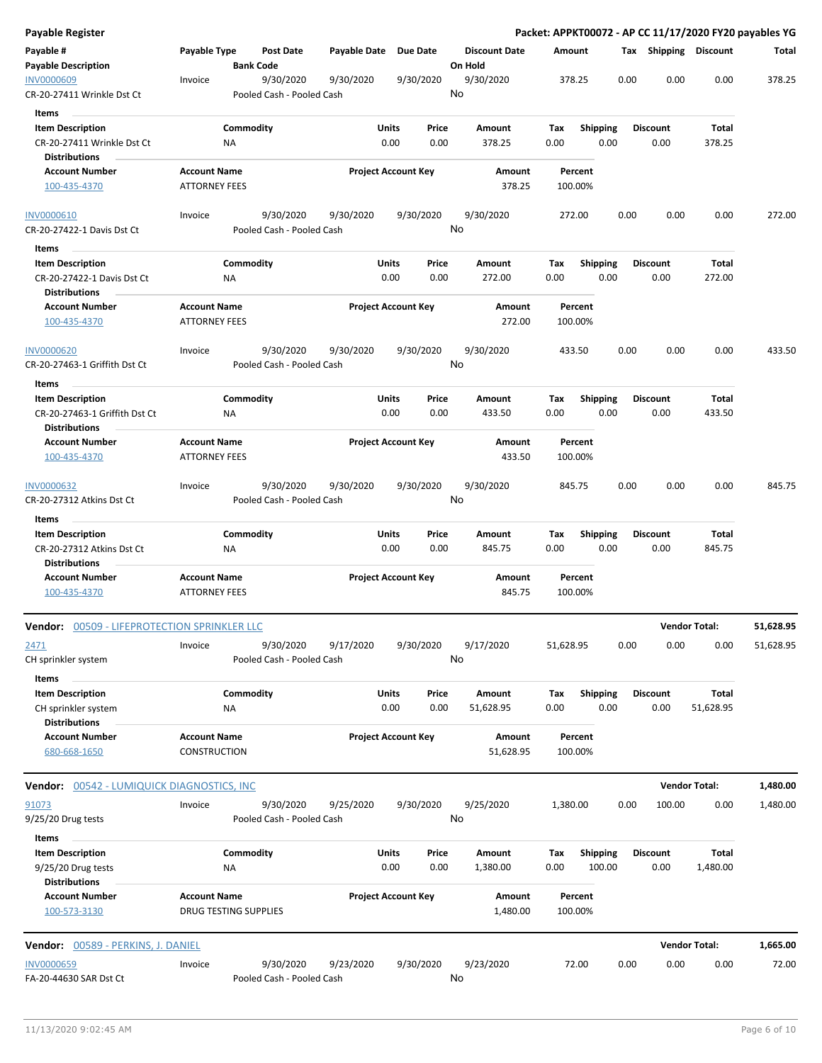**Payable Register** | **Packet: APPKT00072 - AP CC 11/17/2020 FY20 payables YG**

| Payable # / Payable Description | Payable Type | Post Date / Bank Code | Payable Date | Due Date | Discount Date / On Hold | Amount | Tax | Shipping | Discount | Total |
|---|---|---|---|---|---|---|---|---|---|---|
| INV0000609 | Invoice | 9/30/2020 | 9/30/2020 | 9/30/2020 | 9/30/2020 | 378.25 | 0.00 | 0.00 | 0.00 | 378.25 |
| CR-20-27411 Wrinkle Dst Ct | | Pooled Cash - Pooled Cash | | | No | | | | | |

**Items**

| Item Description | Commodity | Units | Price | Amount | Tax | Shipping | Discount | Total |
|---|---|---|---|---|---|---|---|---|
| CR-20-27411 Wrinkle Dst Ct | NA | 0.00 | 0.00 | 378.25 | 0.00 | 0.00 | 0.00 | 378.25 |

**Distributions**

| Account Number | Account Name | Project Account Key | Amount | Percent |
|---|---|---|---|---|
| 100-435-4370 | ATTORNEY FEES | | 378.25 | 100.00% |

| Payable # / Payable Description | Payable Type | Post Date / Bank Code | Payable Date | Due Date | Discount Date / On Hold | Amount | Tax | Shipping | Discount | Total |
|---|---|---|---|---|---|---|---|---|---|---|
| INV0000610 | Invoice | 9/30/2020 | 9/30/2020 | 9/30/2020 | 9/30/2020 | 272.00 | 0.00 | 0.00 | 0.00 | 272.00 |
| CR-20-27422-1 Davis Dst Ct | | Pooled Cash - Pooled Cash | | | No | | | | | |

**Items**

| Item Description | Commodity | Units | Price | Amount | Tax | Shipping | Discount | Total |
|---|---|---|---|---|---|---|---|---|
| CR-20-27422-1 Davis Dst Ct | NA | 0.00 | 0.00 | 272.00 | 0.00 | 0.00 | 0.00 | 272.00 |

**Distributions**

| Account Number | Account Name | Project Account Key | Amount | Percent |
|---|---|---|---|---|
| 100-435-4370 | ATTORNEY FEES | | 272.00 | 100.00% |

| Payable # / Payable Description | Payable Type | Post Date / Bank Code | Payable Date | Due Date | Discount Date / On Hold | Amount | Tax | Shipping | Discount | Total |
|---|---|---|---|---|---|---|---|---|---|---|
| INV0000620 | Invoice | 9/30/2020 | 9/30/2020 | 9/30/2020 | 9/30/2020 | 433.50 | 0.00 | 0.00 | 0.00 | 433.50 |
| CR-20-27463-1 Griffith Dst Ct | | Pooled Cash - Pooled Cash | | | No | | | | | |

**Items**

| Item Description | Commodity | Units | Price | Amount | Tax | Shipping | Discount | Total |
|---|---|---|---|---|---|---|---|---|
| CR-20-27463-1 Griffith Dst Ct | NA | 0.00 | 0.00 | 433.50 | 0.00 | 0.00 | 0.00 | 433.50 |

**Distributions**

| Account Number | Account Name | Project Account Key | Amount | Percent |
|---|---|---|---|---|
| 100-435-4370 | ATTORNEY FEES | | 433.50 | 100.00% |

| Payable # / Payable Description | Payable Type | Post Date / Bank Code | Payable Date | Due Date | Discount Date / On Hold | Amount | Tax | Shipping | Discount | Total |
|---|---|---|---|---|---|---|---|---|---|---|
| INV0000632 | Invoice | 9/30/2020 | 9/30/2020 | 9/30/2020 | 9/30/2020 | 845.75 | 0.00 | 0.00 | 0.00 | 845.75 |
| CR-20-27312 Atkins Dst Ct | | Pooled Cash - Pooled Cash | | | No | | | | | |

**Items**

| Item Description | Commodity | Units | Price | Amount | Tax | Shipping | Discount | Total |
|---|---|---|---|---|---|---|---|---|
| CR-20-27312 Atkins Dst Ct | NA | 0.00 | 0.00 | 845.75 | 0.00 | 0.00 | 0.00 | 845.75 |

**Distributions**

| Account Number | Account Name | Project Account Key | Amount | Percent |
|---|---|---|---|---|
| 100-435-4370 | ATTORNEY FEES | | 845.75 | 100.00% |

---

**Vendor: 00509 - LIFEPROTECTION SPRINKLER LLC** — **Vendor Total: 51,628.95**

| Payable # / Payable Description | Payable Type | Post Date / Bank Code | Payable Date | Due Date | Discount Date / On Hold | Amount | Tax | Shipping | Discount | Total |
|---|---|---|---|---|---|---|---|---|---|---|
| 2471 | Invoice | 9/30/2020 | 9/17/2020 | 9/30/2020 | 9/17/2020 | 51,628.95 | 0.00 | 0.00 | 0.00 | 51,628.95 |
| CH sprinkler system | | Pooled Cash - Pooled Cash | | | No | | | | | |

**Items**

| Item Description | Commodity | Units | Price | Amount | Tax | Shipping | Discount | Total |
|---|---|---|---|---|---|---|---|---|
| CH sprinkler system | NA | 0.00 | 0.00 | 51,628.95 | 0.00 | 0.00 | 0.00 | 51,628.95 |

**Distributions**

| Account Number | Account Name | Project Account Key | Amount | Percent |
|---|---|---|---|---|
| 680-668-1650 | CONSTRUCTION | | 51,628.95 | 100.00% |

---

**Vendor: 00542 - LUMIQUICK DIAGNOSTICS, INC** — **Vendor Total: 1,480.00**

| Payable # / Payable Description | Payable Type | Post Date / Bank Code | Payable Date | Due Date | Discount Date / On Hold | Amount | Tax | Shipping | Discount | Total |
|---|---|---|---|---|---|---|---|---|---|---|
| 91073 | Invoice | 9/30/2020 | 9/25/2020 | 9/30/2020 | 9/25/2020 | 1,380.00 | 0.00 | 100.00 | 0.00 | 1,480.00 |
| 9/25/20 Drug tests | | Pooled Cash - Pooled Cash | | | No | | | | | |

**Items**

| Item Description | Commodity | Units | Price | Amount | Tax | Shipping | Discount | Total |
|---|---|---|---|---|---|---|---|---|
| 9/25/20 Drug tests | NA | 0.00 | 0.00 | 1,380.00 | 0.00 | 100.00 | 0.00 | 1,480.00 |

**Distributions**

| Account Number | Account Name | Project Account Key | Amount | Percent |
|---|---|---|---|---|
| 100-573-3130 | DRUG TESTING SUPPLIES | | 1,480.00 | 100.00% |

---

**Vendor: 00589 - PERKINS, J. DANIEL** — **Vendor Total: 1,665.00**

| Payable # / Payable Description | Payable Type | Post Date / Bank Code | Payable Date | Due Date | Discount Date / On Hold | Amount | Tax | Shipping | Discount | Total |
|---|---|---|---|---|---|---|---|---|---|---|
| INV0000659 | Invoice | 9/30/2020 | 9/23/2020 | 9/30/2020 | 9/23/2020 | 72.00 | 0.00 | 0.00 | 0.00 | 72.00 |
| FA-20-44630 SAR Dst Ct | | Pooled Cash - Pooled Cash | | | No | | | | | |

11/13/2020 9:02:45 AM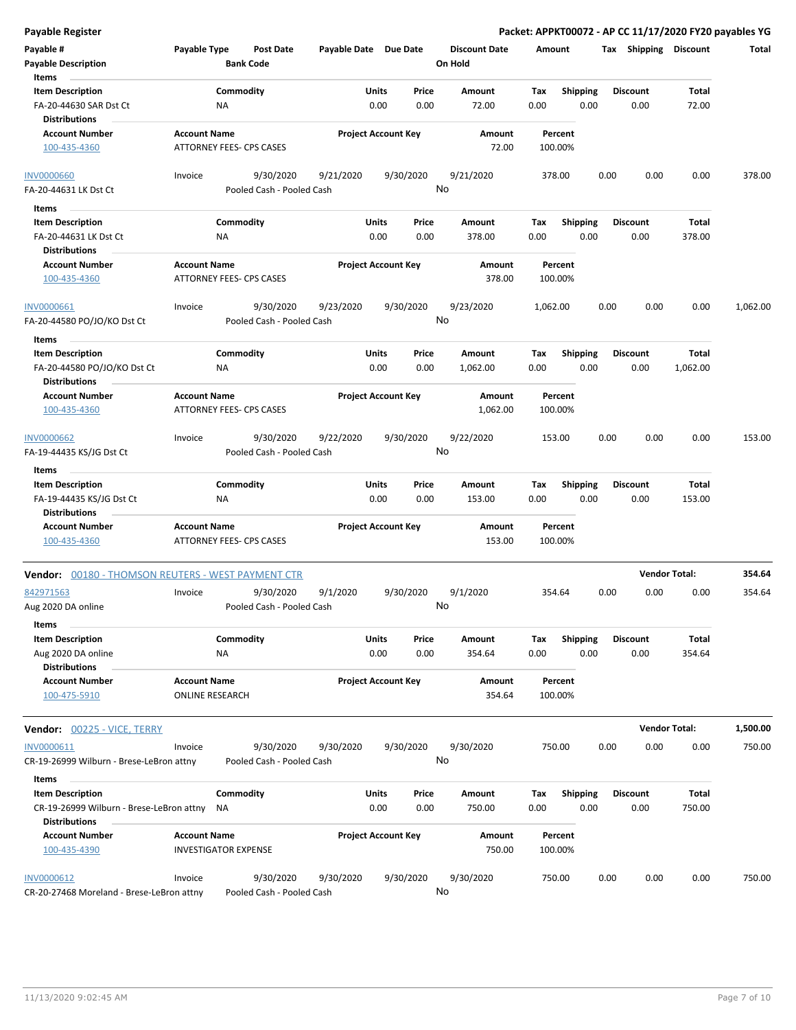**Payable Register** | **Packet: APPKT00072 - AP CC 11/17/2020 FY20 payables YG**

| Payable # | Payable Type | Post Date | Payable Date | Due Date | Discount Date | Amount | Tax | Shipping | Discount | Total |
|---|---|---|---|---|---|---|---|---|---|---|
| Payable Description | | Bank Code | | | On Hold | | | | | |

**Items**

| Item Description | Commodity | Units | Price | Amount | Tax | Shipping | Discount | Total |
|---|---|---|---|---|---|---|---|---|
| FA-20-44630 SAR Dst Ct | NA | 0.00 | 0.00 | 72.00 | 0.00 | 0.00 | 0.00 | 72.00 |

**Distributions**

| Account Number | Account Name | Project Account Key | Amount | Percent |
|---|---|---|---|---|
| 100-435-4360 | ATTORNEY FEES- CPS CASES | | 72.00 | 100.00% |

| Payable # | Payable Type | Post Date | Payable Date | Due Date | Discount Date | Amount | Tax | Shipping | Discount | Total |
|---|---|---|---|---|---|---|---|---|---|---|
| INV0000660 | Invoice | 9/30/2020 | 9/21/2020 | 9/30/2020 | 9/21/2020 | 378.00 | 0.00 | 0.00 | 0.00 | 378.00 |
| FA-20-44631 LK Dst Ct | | Pooled Cash - Pooled Cash | | | No | | | | | |

**Items**

| Item Description | Commodity | Units | Price | Amount | Tax | Shipping | Discount | Total |
|---|---|---|---|---|---|---|---|---|
| FA-20-44631 LK Dst Ct | NA | 0.00 | 0.00 | 378.00 | 0.00 | 0.00 | 0.00 | 378.00 |

**Distributions**

| Account Number | Account Name | Project Account Key | Amount | Percent |
|---|---|---|---|---|
| 100-435-4360 | ATTORNEY FEES- CPS CASES | | 378.00 | 100.00% |

| Payable # | Payable Type | Post Date | Payable Date | Due Date | Discount Date | Amount | Tax | Shipping | Discount | Total |
|---|---|---|---|---|---|---|---|---|---|---|
| INV0000661 | Invoice | 9/30/2020 | 9/23/2020 | 9/30/2020 | 9/23/2020 | 1,062.00 | 0.00 | 0.00 | 0.00 | 1,062.00 |
| FA-20-44580 PO/JO/KO Dst Ct | | Pooled Cash - Pooled Cash | | | No | | | | | |

**Items**

| Item Description | Commodity | Units | Price | Amount | Tax | Shipping | Discount | Total |
|---|---|---|---|---|---|---|---|---|
| FA-20-44580 PO/JO/KO Dst Ct | NA | 0.00 | 0.00 | 1,062.00 | 0.00 | 0.00 | 0.00 | 1,062.00 |

**Distributions**

| Account Number | Account Name | Project Account Key | Amount | Percent |
|---|---|---|---|---|
| 100-435-4360 | ATTORNEY FEES- CPS CASES | | 1,062.00 | 100.00% |

| Payable # | Payable Type | Post Date | Payable Date | Due Date | Discount Date | Amount | Tax | Shipping | Discount | Total |
|---|---|---|---|---|---|---|---|---|---|---|
| INV0000662 | Invoice | 9/30/2020 | 9/22/2020 | 9/30/2020 | 9/22/2020 | 153.00 | 0.00 | 0.00 | 0.00 | 153.00 |
| FA-19-44435 KS/JG Dst Ct | | Pooled Cash - Pooled Cash | | | No | | | | | |

**Items**

| Item Description | Commodity | Units | Price | Amount | Tax | Shipping | Discount | Total |
|---|---|---|---|---|---|---|---|---|
| FA-19-44435 KS/JG Dst Ct | NA | 0.00 | 0.00 | 153.00 | 0.00 | 0.00 | 0.00 | 153.00 |

**Distributions**

| Account Number | Account Name | Project Account Key | Amount | Percent |
|---|---|---|---|---|
| 100-435-4360 | ATTORNEY FEES- CPS CASES | | 153.00 | 100.00% |

**Vendor:** 00180 - THOMSON REUTERS - WEST PAYMENT CTR — **Vendor Total: 354.64**

| Payable # | Payable Type | Post Date | Payable Date | Due Date | Discount Date | Amount | Tax | Shipping | Discount | Total |
|---|---|---|---|---|---|---|---|---|---|---|
| 842971563 | Invoice | 9/30/2020 | 9/1/2020 | 9/30/2020 | 9/1/2020 | 354.64 | 0.00 | 0.00 | 0.00 | 354.64 |
| Aug 2020 DA online | | Pooled Cash - Pooled Cash | | | No | | | | | |

**Items**

| Item Description | Commodity | Units | Price | Amount | Tax | Shipping | Discount | Total |
|---|---|---|---|---|---|---|---|---|
| Aug 2020 DA online | NA | 0.00 | 0.00 | 354.64 | 0.00 | 0.00 | 0.00 | 354.64 |

**Distributions**

| Account Number | Account Name | Project Account Key | Amount | Percent |
|---|---|---|---|---|
| 100-475-5910 | ONLINE RESEARCH | | 354.64 | 100.00% |

**Vendor:** 00225 - VICE, TERRY — **Vendor Total: 1,500.00**

| Payable # | Payable Type | Post Date | Payable Date | Due Date | Discount Date | Amount | Tax | Shipping | Discount | Total |
|---|---|---|---|---|---|---|---|---|---|---|
| INV0000611 | Invoice | 9/30/2020 | 9/30/2020 | 9/30/2020 | 9/30/2020 | 750.00 | 0.00 | 0.00 | 0.00 | 750.00 |
| CR-19-26999 Wilburn - Brese-LeBron attny | | Pooled Cash - Pooled Cash | | | No | | | | | |

**Items**

| Item Description | Commodity | Units | Price | Amount | Tax | Shipping | Discount | Total |
|---|---|---|---|---|---|---|---|---|
| CR-19-26999 Wilburn - Brese-LeBron attny | NA | 0.00 | 0.00 | 750.00 | 0.00 | 0.00 | 0.00 | 750.00 |

**Distributions**

| Account Number | Account Name | Project Account Key | Amount | Percent |
|---|---|---|---|---|
| 100-435-4390 | INVESTIGATOR EXPENSE | | 750.00 | 100.00% |

| Payable # | Payable Type | Post Date | Payable Date | Due Date | Discount Date | Amount | Tax | Shipping | Discount | Total |
|---|---|---|---|---|---|---|---|---|---|---|
| INV0000612 | Invoice | 9/30/2020 | 9/30/2020 | 9/30/2020 | 9/30/2020 | 750.00 | 0.00 | 0.00 | 0.00 | 750.00 |
| CR-20-27468 Moreland - Brese-LeBron attny | | Pooled Cash - Pooled Cash | | | No | | | | | |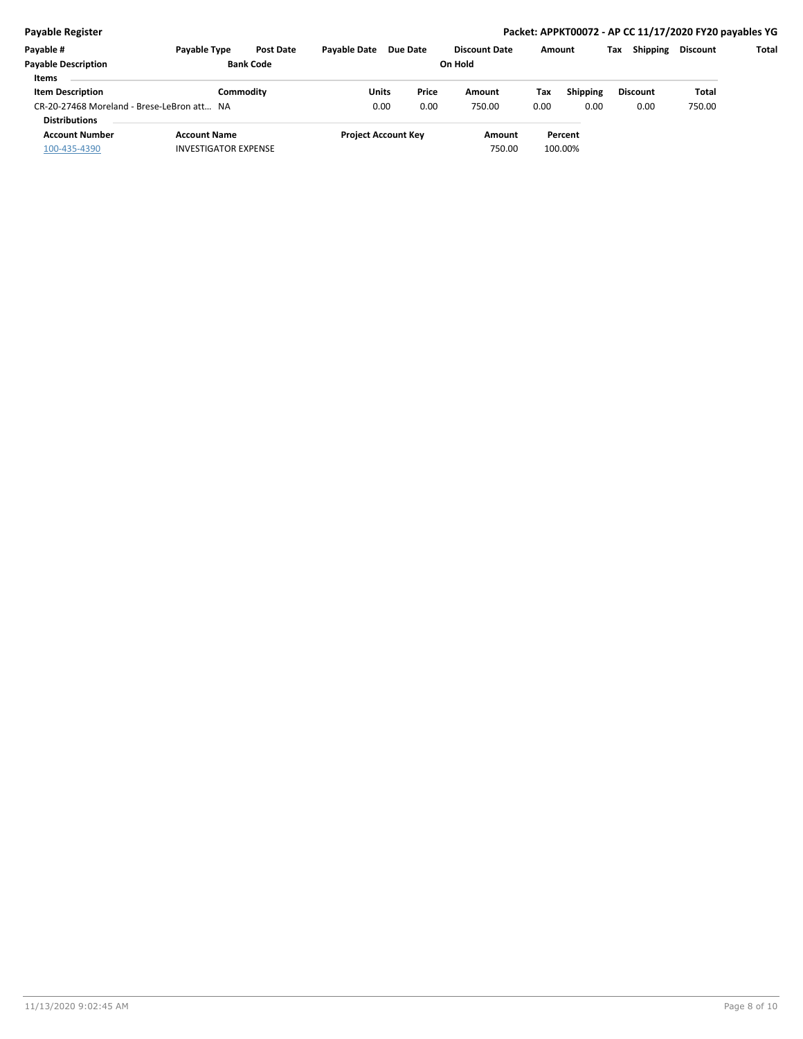| Payable # | Payable Type | Post Date | Payable Date | Due Date | Discount Date | Amount | Tax | Shipping | Discount | Total |
|---|---|---|---|---|---|---|---|---|---|---|
| **Payable Description** | | **Bank Code** | | | **On Hold** | | | | | |

**Items**

| Item Description | Commodity | Units | Price | Amount | Tax | Shipping | Discount | Total |
|---|---|---|---|---|---|---|---|---|
| CR-20-27468 Moreland - Brese-LeBron att... | NA | 0.00 | 0.00 | 750.00 | 0.00 | 0.00 | 0.00 | 750.00 |

**Distributions**

| Account Number | Account Name | Project Account Key | Amount | Percent |
|---|---|---|---|---|
| 100-435-4390 | INVESTIGATOR EXPENSE | | 750.00 | 100.00% |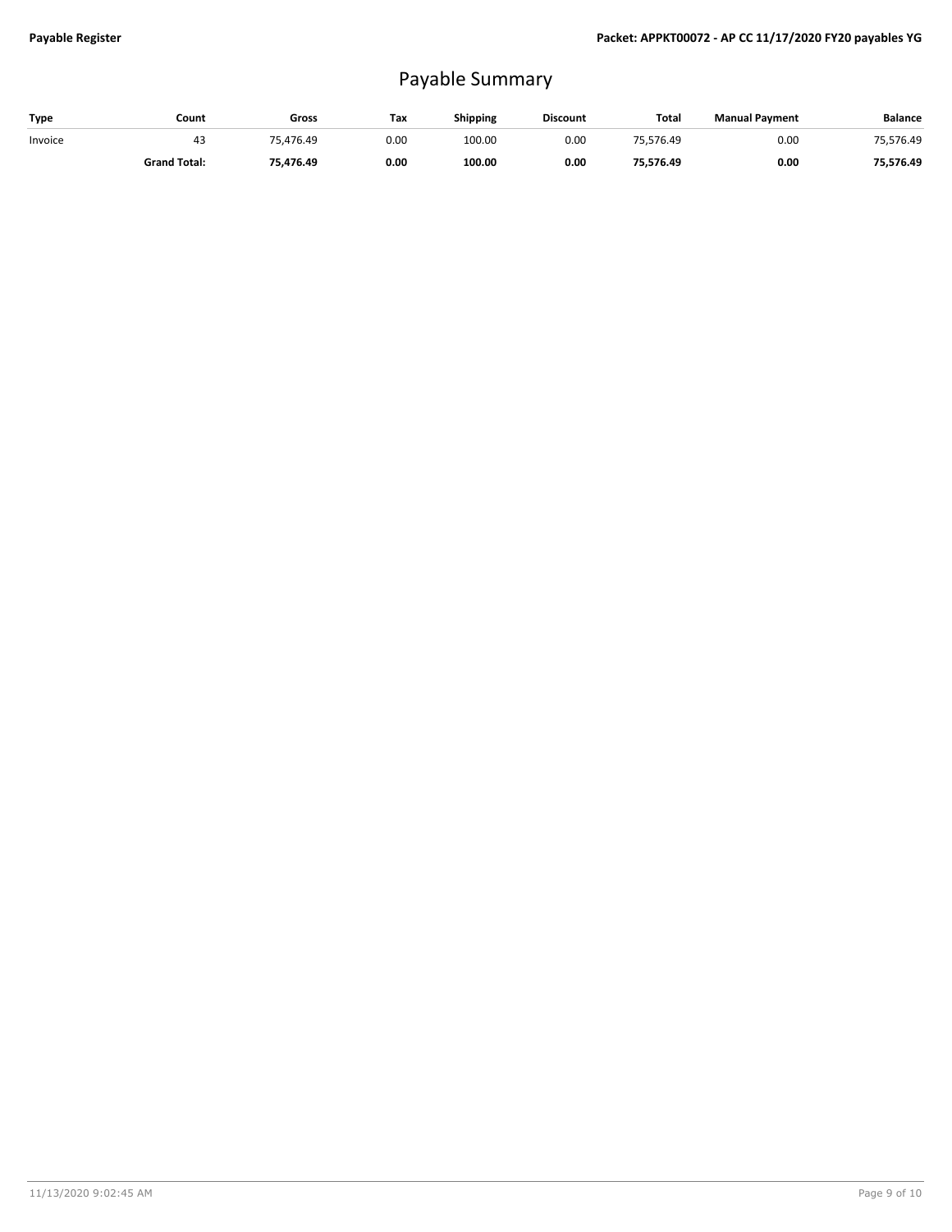# Payable Summary

| Type | Count | Gross | Tax | Shipping | Discount | Total | Manual Payment | Balance |
|---|---|---|---|---|---|---|---|---|
| Invoice | 43 | 75,476.49 | 0.00 | 100.00 | 0.00 | 75,576.49 | 0.00 | 75,576.49 |
| | **Grand Total:** | **75,476.49** | **0.00** | **100.00** | **0.00** | **75,576.49** | **0.00** | **75,576.49** |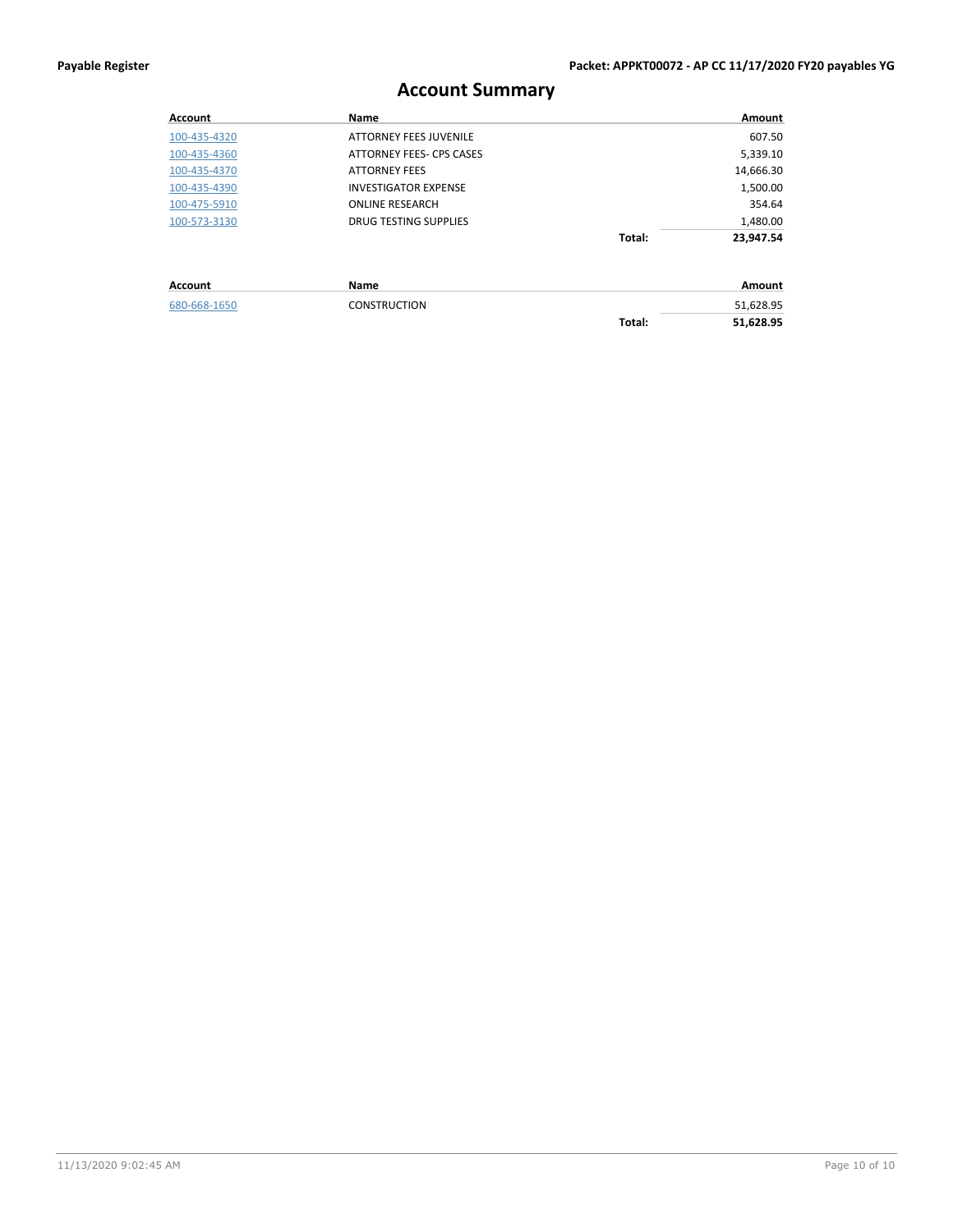# Account Summary

| Account | Name | | Amount |
|---|---|---|---|
| 100-435-4320 | ATTORNEY FEES JUVENILE | | 607.50 |
| 100-435-4360 | ATTORNEY FEES- CPS CASES | | 5,339.10 |
| 100-435-4370 | ATTORNEY FEES | | 14,666.30 |
| 100-435-4390 | INVESTIGATOR EXPENSE | | 1,500.00 |
| 100-475-5910 | ONLINE RESEARCH | | 354.64 |
| 100-573-3130 | DRUG TESTING SUPPLIES | | 1,480.00 |
| | | **Total:** | **23,947.54** |

| Account | Name | | Amount |
|---|---|---|---|
| 680-668-1650 | CONSTRUCTION | | 51,628.95 |
| | | **Total:** | **51,628.95** |